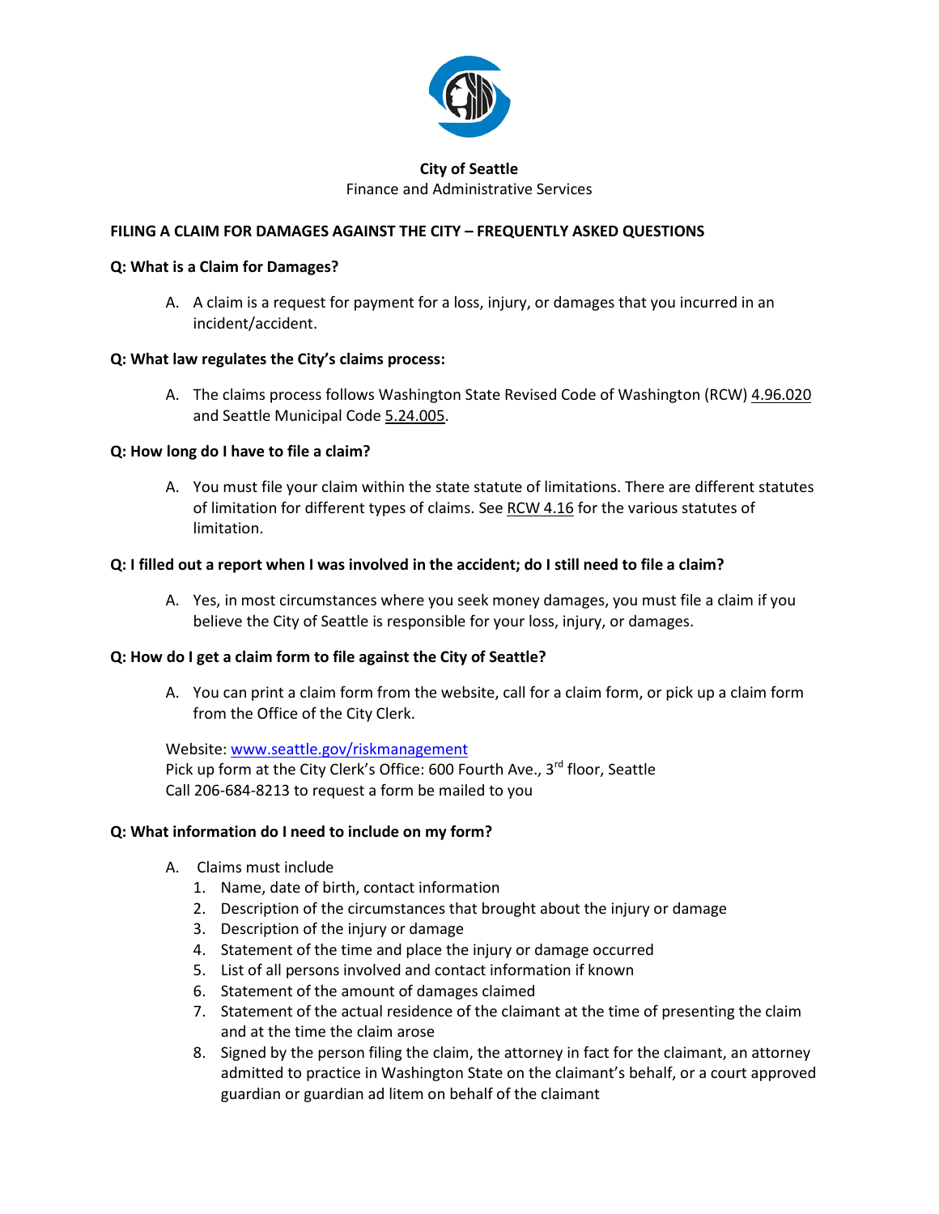**City of Seattle**
Finance and Administrative Services

## FILING A CLAIM FOR DAMAGES AGAINST THE CITY – FREQUENTLY ASKED QUESTIONS

**Q: What is a Claim for Damages?**

A. A claim is a request for payment for a loss, injury, or damages that you incurred in an incident/accident.

**Q: What law regulates the City's claims process:**

A. The claims process follows Washington State Revised Code of Washington (RCW) 4.96.020 and Seattle Municipal Code 5.24.005.

**Q: How long do I have to file a claim?**

A. You must file your claim within the state statute of limitations. There are different statutes of limitation for different types of claims. See RCW 4.16 for the various statutes of limitation.

**Q: I filled out a report when I was involved in the accident; do I still need to file a claim?**

A. Yes, in most circumstances where you seek money damages, you must file a claim if you believe the City of Seattle is responsible for your loss, injury, or damages.

**Q: How do I get a claim form to file against the City of Seattle?**

A. You can print a claim form from the website, call for a claim form, or pick up a claim form from the Office of the City Clerk.

Website: www.seattle.gov/riskmanagement
Pick up form at the City Clerk's Office: 600 Fourth Ave., 3rd floor, Seattle
Call 206-684-8213 to request a form be mailed to you

**Q: What information do I need to include on my form?**

A. Claims must include

1. Name, date of birth, contact information
2. Description of the circumstances that brought about the injury or damage
3. Description of the injury or damage
4. Statement of the time and place the injury or damage occurred
5. List of all persons involved and contact information if known
6. Statement of the amount of damages claimed
7. Statement of the actual residence of the claimant at the time of presenting the claim and at the time the claim arose
8. Signed by the person filing the claim, the attorney in fact for the claimant, an attorney admitted to practice in Washington State on the claimant's behalf, or a court approved guardian or guardian ad litem on behalf of the claimant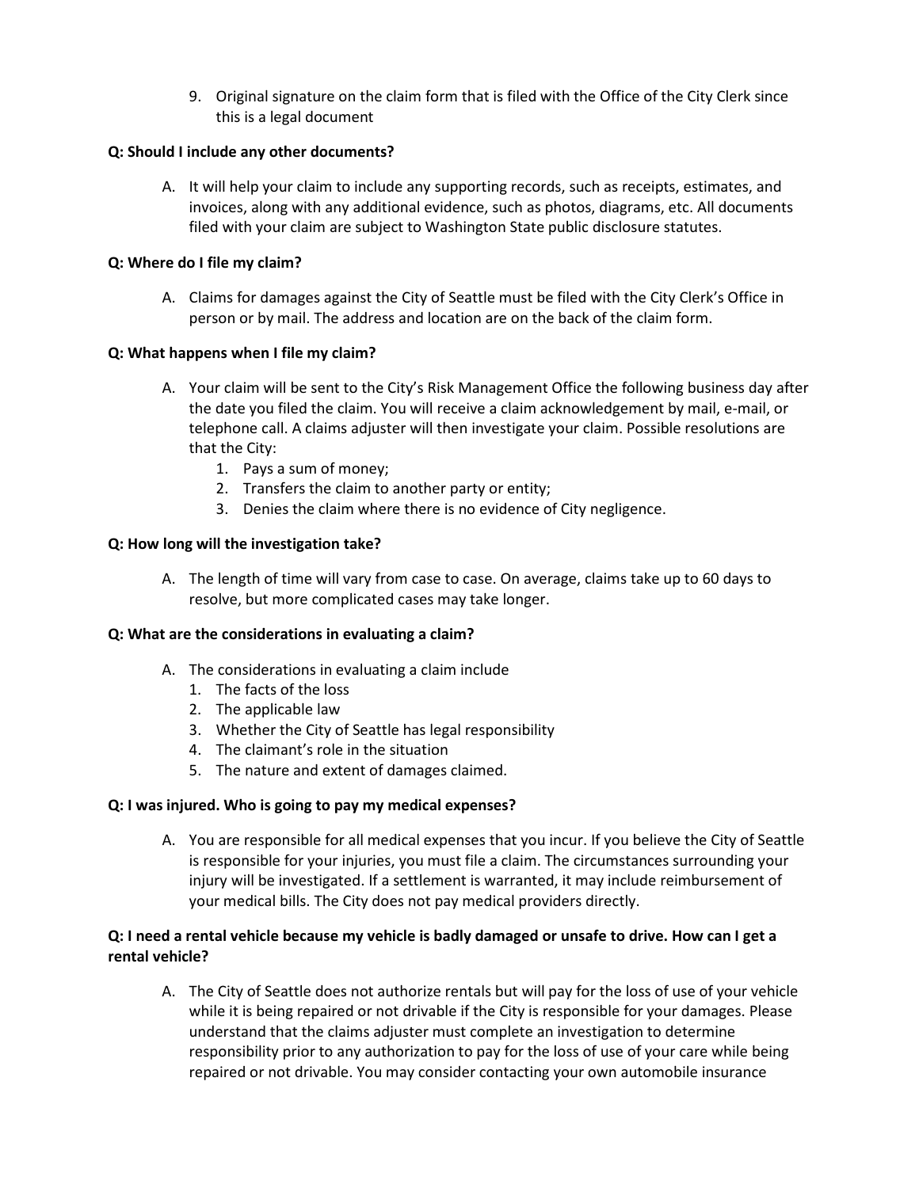9. Original signature on the claim form that is filed with the Office of the City Clerk since this is a legal document

**Q: Should I include any other documents?**

A. It will help your claim to include any supporting records, such as receipts, estimates, and invoices, along with any additional evidence, such as photos, diagrams, etc. All documents filed with your claim are subject to Washington State public disclosure statutes.

**Q: Where do I file my claim?**

A. Claims for damages against the City of Seattle must be filed with the City Clerk's Office in person or by mail. The address and location are on the back of the claim form.

**Q: What happens when I file my claim?**

A. Your claim will be sent to the City's Risk Management Office the following business day after the date you filed the claim. You will receive a claim acknowledgement by mail, e-mail, or telephone call. A claims adjuster will then investigate your claim. Possible resolutions are that the City:
   1. Pays a sum of money;
   2. Transfers the claim to another party or entity;
   3. Denies the claim where there is no evidence of City negligence.

**Q: How long will the investigation take?**

A. The length of time will vary from case to case. On average, claims take up to 60 days to resolve, but more complicated cases may take longer.

**Q: What are the considerations in evaluating a claim?**

A. The considerations in evaluating a claim include
   1. The facts of the loss
   2. The applicable law
   3. Whether the City of Seattle has legal responsibility
   4. The claimant's role in the situation
   5. The nature and extent of damages claimed.

**Q: I was injured. Who is going to pay my medical expenses?**

A. You are responsible for all medical expenses that you incur. If you believe the City of Seattle is responsible for your injuries, you must file a claim. The circumstances surrounding your injury will be investigated. If a settlement is warranted, it may include reimbursement of your medical bills. The City does not pay medical providers directly.

**Q: I need a rental vehicle because my vehicle is badly damaged or unsafe to drive. How can I get a rental vehicle?**

A. The City of Seattle does not authorize rentals but will pay for the loss of use of your vehicle while it is being repaired or not drivable if the City is responsible for your damages. Please understand that the claims adjuster must complete an investigation to determine responsibility prior to any authorization to pay for the loss of use of your care while being repaired or not drivable. You may consider contacting your own automobile insurance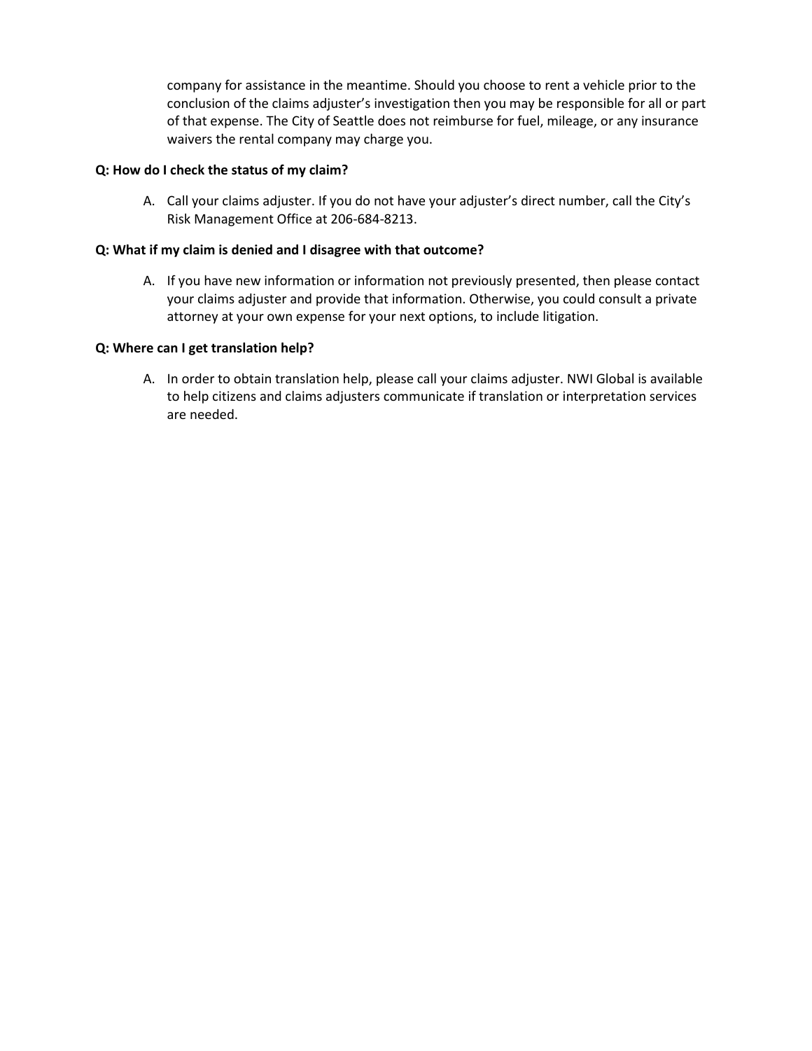company for assistance in the meantime. Should you choose to rent a vehicle prior to the conclusion of the claims adjuster's investigation then you may be responsible for all or part of that expense. The City of Seattle does not reimburse for fuel, mileage, or any insurance waivers the rental company may charge you.

**Q: How do I check the status of my claim?**

A. Call your claims adjuster. If you do not have your adjuster's direct number, call the City's Risk Management Office at 206-684-8213.

**Q: What if my claim is denied and I disagree with that outcome?**

A. If you have new information or information not previously presented, then please contact your claims adjuster and provide that information. Otherwise, you could consult a private attorney at your own expense for your next options, to include litigation.

**Q: Where can I get translation help?**

A. In order to obtain translation help, please call your claims adjuster. NWI Global is available to help citizens and claims adjusters communicate if translation or interpretation services are needed.